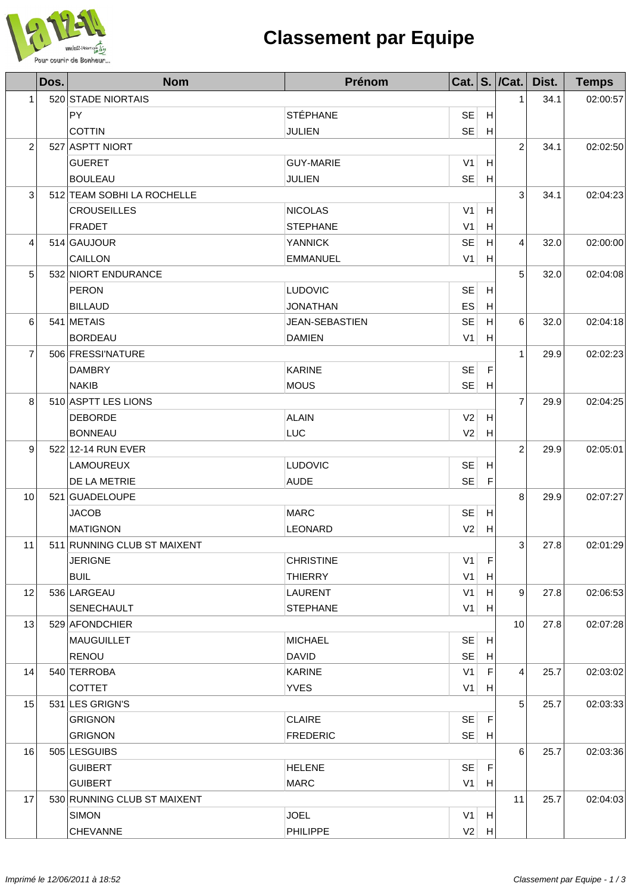# Classement par Equipe

| | Dos. | Nom | Prénom | Cat. | S. | /Cat. | Dist. | Temps |
|---|---|---|---|---|---|---|---|---|
| 1 | 520 | STADE NIORTAIS | | | | 1 | 34.1 | 02:00:57 |
| | | PY | STÉPHANE | SE | H | | | |
| | | COTTIN | JULIEN | SE | H | | | |
| 2 | 527 | ASPTT NIORT | | | | 2 | 34.1 | 02:02:50 |
| | | GUERET | GUY-MARIE | V1 | H | | | |
| | | BOULEAU | JULIEN | SE | H | | | |
| 3 | 512 | TEAM SOBHI LA ROCHELLE | | | | 3 | 34.1 | 02:04:23 |
| | | CROUSEILLES | NICOLAS | V1 | H | | | |
| | | FRADET | STEPHANE | V1 | H | | | |
| 4 | 514 | GAUJOUR | YANNICK | SE | H | 4 | 32.0 | 02:00:00 |
| | | CAILLON | EMMANUEL | V1 | H | | | |
| 5 | 532 | NIORT ENDURANCE | | | | 5 | 32.0 | 02:04:08 |
| | | PERON | LUDOVIC | SE | H | | | |
| | | BILLAUD | JONATHAN | ES | H | | | |
| 6 | 541 | METAIS | JEAN-SEBASTIEN | SE | H | 6 | 32.0 | 02:04:18 |
| | | BORDEAU | DAMIEN | V1 | H | | | |
| 7 | 506 | FRESSI'NATURE | | | | 1 | 29.9 | 02:02:23 |
| | | DAMBRY | KARINE | SE | F | | | |
| | | NAKIB | MOUS | SE | H | | | |
| 8 | 510 | ASPTT LES LIONS | | | | 7 | 29.9 | 02:04:25 |
| | | DEBORDE | ALAIN | V2 | H | | | |
| | | BONNEAU | LUC | V2 | H | | | |
| 9 | 522 | 12-14 RUN EVER | | | | 2 | 29.9 | 02:05:01 |
| | | LAMOUREUX | LUDOVIC | SE | H | | | |
| | | DE LA METRIE | AUDE | SE | F | | | |
| 10 | 521 | GUADELOUPE | | | | 8 | 29.9 | 02:07:27 |
| | | JACOB | MARC | SE | H | | | |
| | | MATIGNON | LEONARD | V2 | H | | | |
| 11 | 511 | RUNNING CLUB ST MAIXENT | | | | 3 | 27.8 | 02:01:29 |
| | | JERIGNE | CHRISTINE | V1 | F | | | |
| | | BUIL | THIERRY | V1 | H | | | |
| 12 | 536 | LARGEAU | LAURENT | V1 | H | 9 | 27.8 | 02:06:53 |
| | | SENECHAULT | STEPHANE | V1 | H | | | |
| 13 | 529 | AFONDCHIER | | | | 10 | 27.8 | 02:07:28 |
| | | MAUGUILLET | MICHAEL | SE | H | | | |
| | | RENOU | DAVID | SE | H | | | |
| 14 | 540 | TERROBA | KARINE | V1 | F | 4 | 25.7 | 02:03:02 |
| | | COTTET | YVES | V1 | H | | | |
| 15 | 531 | LES GRIGN'S | | | | 5 | 25.7 | 02:03:33 |
| | | GRIGNON | CLAIRE | SE | F | | | |
| | | GRIGNON | FREDERIC | SE | H | | | |
| 16 | 505 | LESGUIBS | | | | 6 | 25.7 | 02:03:36 |
| | | GUIBERT | HELENE | SE | F | | | |
| | | GUIBERT | MARC | V1 | H | | | |
| 17 | 530 | RUNNING CLUB ST MAIXENT | | | | 11 | 25.7 | 02:04:03 |
| | | SIMON | JOEL | V1 | H | | | |
| | | CHEVANNE | PHILIPPE | V2 | H | | | |

*Imprimé le 12/06/2011 à 18:52*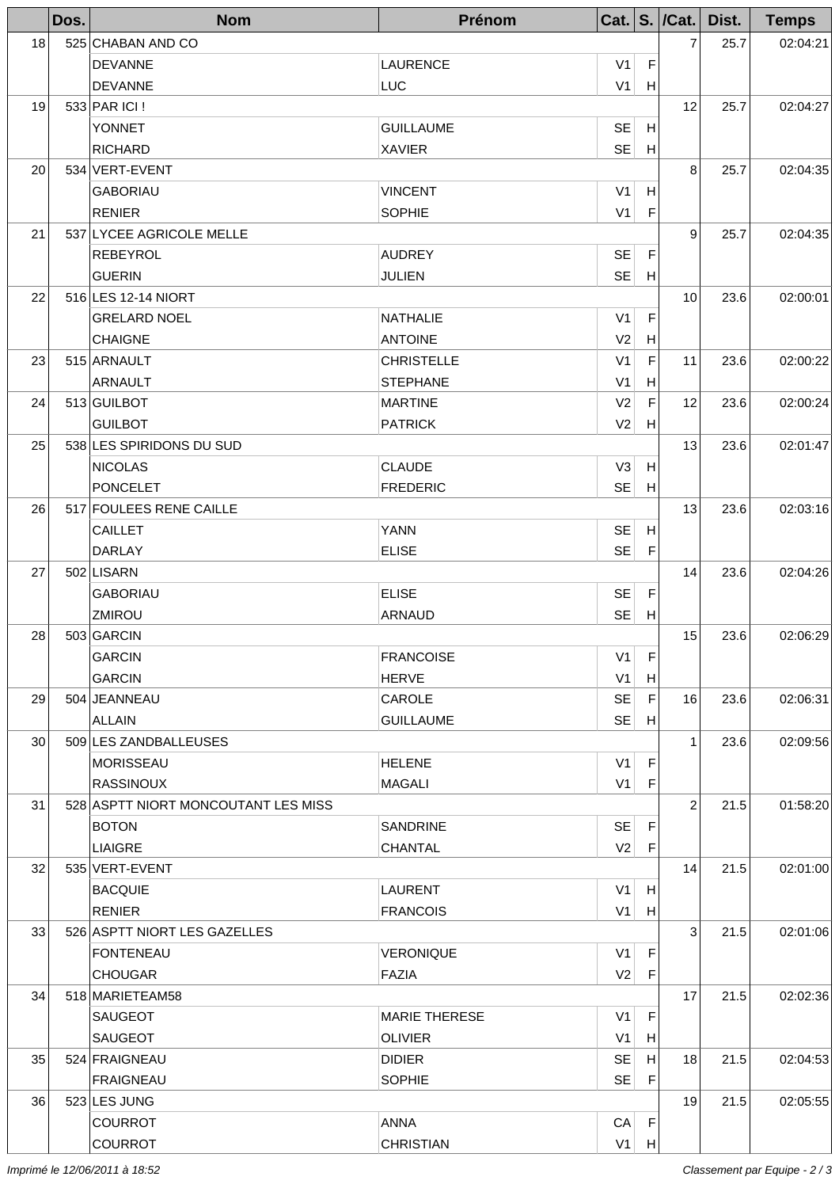| | Dos. | Nom | Prénom | Cat. | S. | /Cat. | Dist. | Temps |
|---|---|---|---|---|---|---|---|---|
| 18 | 525 | CHABAN AND CO | | | | 7 | 25.7 | 02:04:21 |
| | | DEVANNE | LAURENCE | V1 | F | | | |
| | | DEVANNE | LUC | V1 | H | | | |
| 19 | 533 | PAR ICI ! | | | | 12 | 25.7 | 02:04:27 |
| | | YONNET | GUILLAUME | SE | H | | | |
| | | RICHARD | XAVIER | SE | H | | | |
| 20 | 534 | VERT-EVENT | | | | 8 | 25.7 | 02:04:35 |
| | | GABORIAU | VINCENT | V1 | H | | | |
| | | RENIER | SOPHIE | V1 | F | | | |
| 21 | 537 | LYCEE AGRICOLE MELLE | | | | 9 | 25.7 | 02:04:35 |
| | | REBEYROL | AUDREY | SE | F | | | |
| | | GUERIN | JULIEN | SE | H | | | |
| 22 | 516 | LES 12-14 NIORT | | | | 10 | 23.6 | 02:00:01 |
| | | GRELARD NOEL | NATHALIE | V1 | F | | | |
| | | CHAIGNE | ANTOINE | V2 | H | | | |
| 23 | 515 | ARNAULT | CHRISTELLE | V1 | F | 11 | 23.6 | 02:00:22 |
| | | ARNAULT | STEPHANE | V1 | H | | | |
| 24 | 513 | GUILBOT | MARTINE | V2 | F | 12 | 23.6 | 02:00:24 |
| | | GUILBOT | PATRICK | V2 | H | | | |
| 25 | 538 | LES SPIRIDONS DU SUD | | | | 13 | 23.6 | 02:01:47 |
| | | NICOLAS | CLAUDE | V3 | H | | | |
| | | PONCELET | FREDERIC | SE | H | | | |
| 26 | 517 | FOULEES RENE CAILLE | | | | 13 | 23.6 | 02:03:16 |
| | | CAILLET | YANN | SE | H | | | |
| | | DARLAY | ELISE | SE | F | | | |
| 27 | 502 | LISARN | | | | 14 | 23.6 | 02:04:26 |
| | | GABORIAU | ELISE | SE | F | | | |
| | | ZMIROU | ARNAUD | SE | H | | | |
| 28 | 503 | GARCIN | | | | 15 | 23.6 | 02:06:29 |
| | | GARCIN | FRANCOISE | V1 | F | | | |
| | | GARCIN | HERVE | V1 | H | | | |
| 29 | 504 | JEANNEAU | CAROLE | SE | F | 16 | 23.6 | 02:06:31 |
| | | ALLAIN | GUILLAUME | SE | H | | | |
| 30 | 509 | LES ZANDBALLEUSES | | | | 1 | 23.6 | 02:09:56 |
| | | MORISSEAU | HELENE | V1 | F | | | |
| | | RASSINOUX | MAGALI | V1 | F | | | |
| 31 | 528 | ASPTT NIORT MONCOUTANT LES MISS | | | | 2 | 21.5 | 01:58:20 |
| | | BOTON | SANDRINE | SE | F | | | |
| | | LIAIGRE | CHANTAL | V2 | F | | | |
| 32 | 535 | VERT-EVENT | | | | 14 | 21.5 | 02:01:00 |
| | | BACQUIE | LAURENT | V1 | H | | | |
| | | RENIER | FRANCOIS | V1 | H | | | |
| 33 | 526 | ASPTT NIORT LES GAZELLES | | | | 3 | 21.5 | 02:01:06 |
| | | FONTENEAU | VERONIQUE | V1 | F | | | |
| | | CHOUGAR | FAZIA | V2 | F | | | |
| 34 | 518 | MARIETEAM58 | | | | 17 | 21.5 | 02:02:36 |
| | | SAUGEOT | MARIE THERESE | V1 | F | | | |
| | | SAUGEOT | OLIVIER | V1 | H | | | |
| 35 | 524 | FRAIGNEAU | DIDIER | SE | H | 18 | 21.5 | 02:04:53 |
| | | FRAIGNEAU | SOPHIE | SE | F | | | |
| 36 | 523 | LES JUNG | | | | 19 | 21.5 | 02:05:55 |
| | | COURROT | ANNA | CA | F | | | |
| | | COURROT | CHRISTIAN | V1 | H | | | |

*Imprimé le 12/06/2011 à 18:52* — *Classement par Equipe*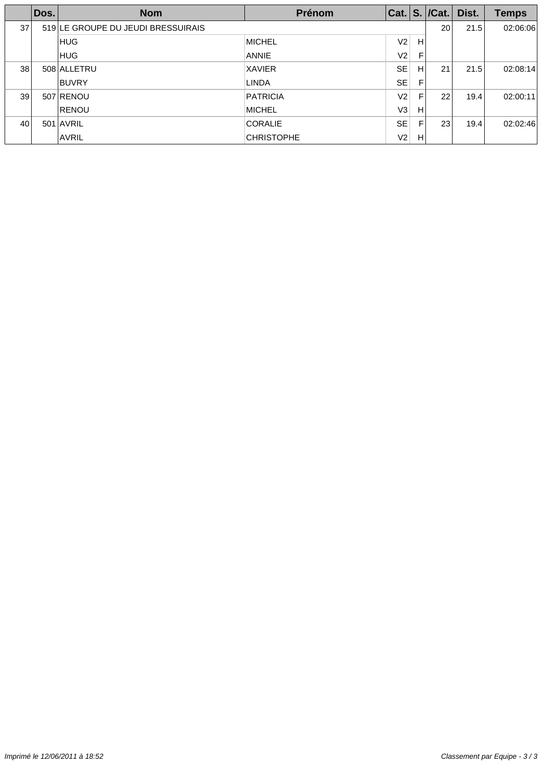| | Dos. | Nom | Prénom | Cat. | S. | /Cat. | Dist. | Temps |
|---|---|---|---|---|---|---|---|---|
| 37 | 519 | LE GROUPE DU JEUDI BRESSUIRAIS | | | | 20 | 21.5 | 02:06:06 |
| | | HUG | MICHEL | V2 | H | | | |
| | | HUG | ANNIE | V2 | F | | | |
| 38 | 508 | ALLETRU | XAVIER | SE | H | 21 | 21.5 | 02:08:14 |
| | | BUVRY | LINDA | SE | F | | | |
| 39 | 507 | RENOU | PATRICIA | V2 | F | 22 | 19.4 | 02:00:11 |
| | | RENOU | MICHEL | V3 | H | | | |
| 40 | 501 | AVRIL | CORALIE | SE | F | 23 | 19.4 | 02:02:46 |
| | | AVRIL | CHRISTOPHE | V2 | H | | | |

*Imprimé le 12/06/2011 à 18:52*

*Classement par Equipe*